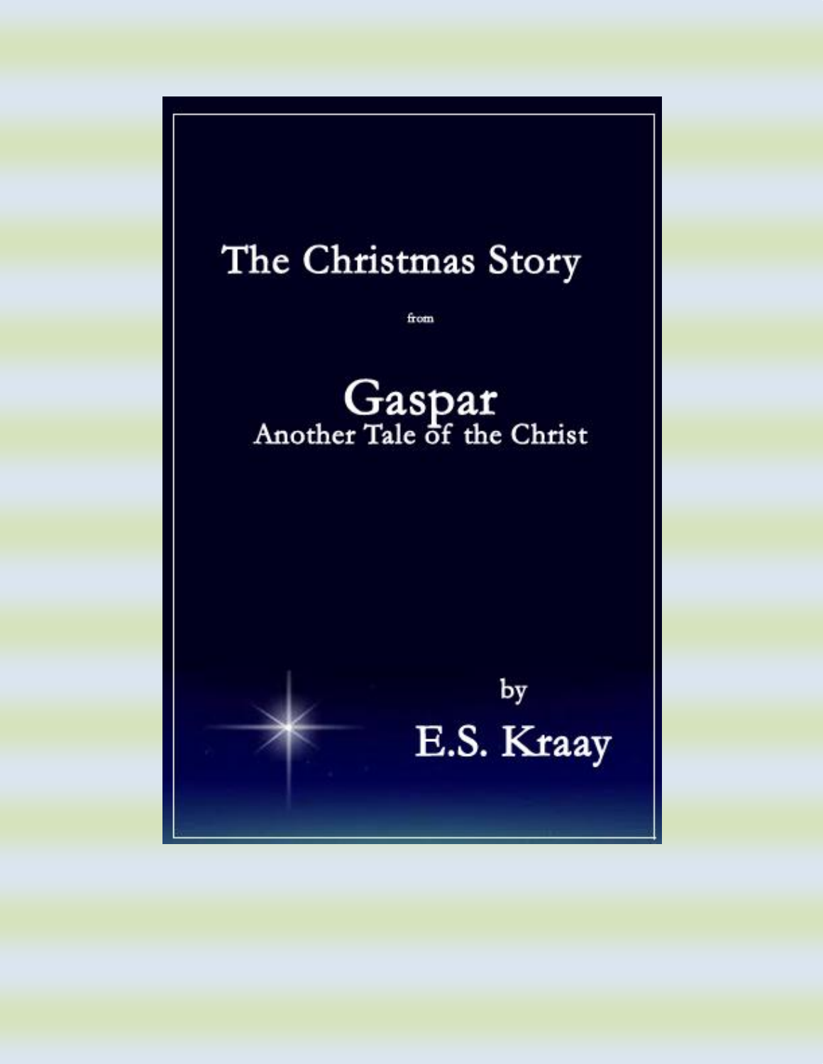# The Christmas Story

from

# Gaspar

## Another Tale of the Christ

by

E.S. Kraay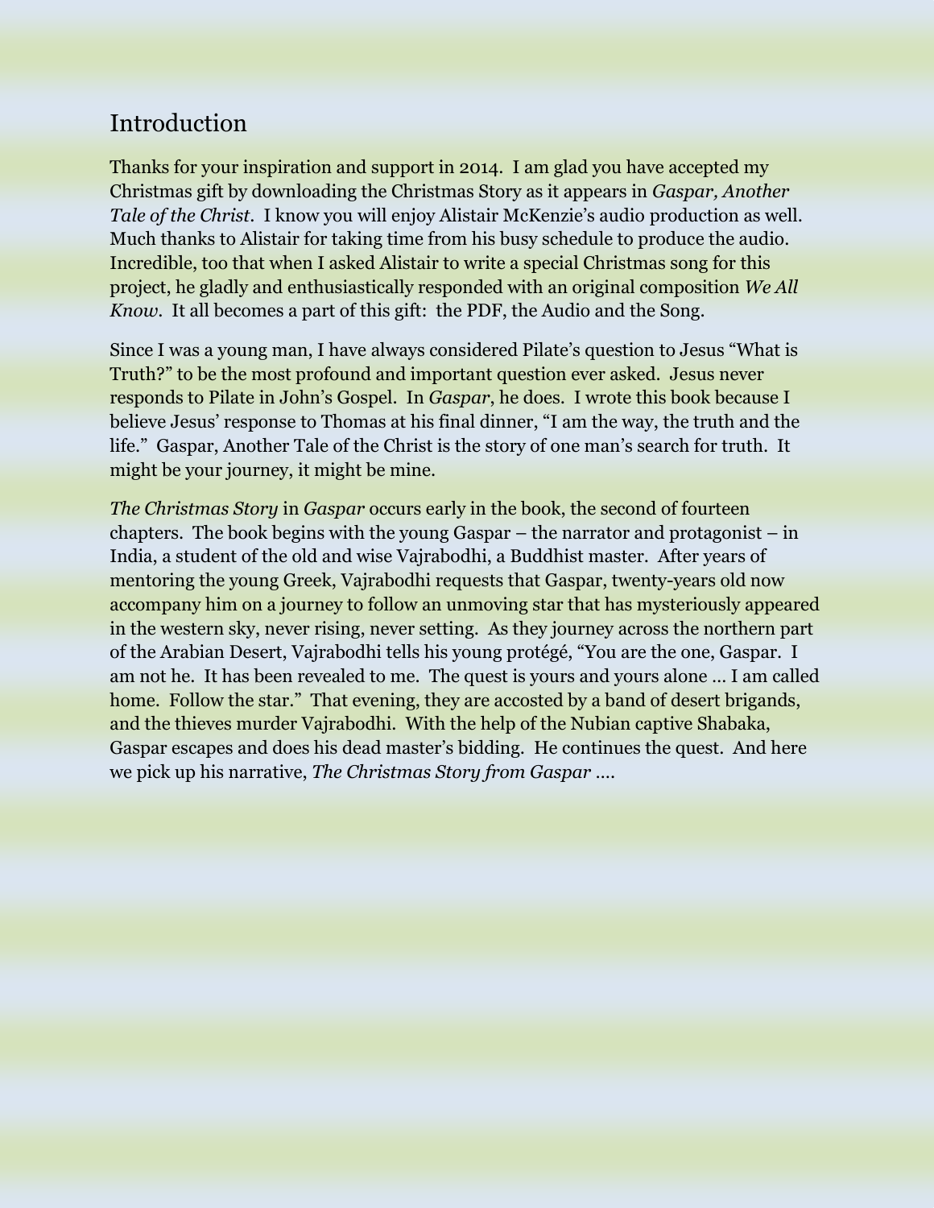# Introduction

Thanks for your inspiration and support in 2014. I am glad you have accepted my Christmas gift by downloading the Christmas Story as it appears in *Gaspar, Another Tale of the Christ*. I know you will enjoy Alistair McKenzie's audio production as well. Much thanks to Alistair for taking time from his busy schedule to produce the audio. Incredible, too that when I asked Alistair to write a special Christmas song for this project, he gladly and enthusiastically responded with an original composition *We All Know*. It all becomes a part of this gift: the PDF, the Audio and the Song.

Since I was a young man, I have always considered Pilate's question to Jesus "What is Truth?" to be the most profound and important question ever asked. Jesus never responds to Pilate in John's Gospel. In *Gaspar*, he does. I wrote this book because I believe Jesus' response to Thomas at his final dinner, "I am the way, the truth and the life." Gaspar, Another Tale of the Christ is the story of one man's search for truth. It might be your journey, it might be mine.

*The Christmas Story* in *Gaspar* occurs early in the book, the second of fourteen chapters. The book begins with the young Gaspar – the narrator and protagonist – in India, a student of the old and wise Vajrabodhi, a Buddhist master. After years of mentoring the young Greek, Vajrabodhi requests that Gaspar, twenty-years old now accompany him on a journey to follow an unmoving star that has mysteriously appeared in the western sky, never rising, never setting. As they journey across the northern part of the Arabian Desert, Vajrabodhi tells his young protégé, "You are the one, Gaspar. I am not he. It has been revealed to me. The quest is yours and yours alone … I am called home. Follow the star." That evening, they are accosted by a band of desert brigands, and the thieves murder Vajrabodhi. With the help of the Nubian captive Shabaka, Gaspar escapes and does his dead master's bidding. He continues the quest. And here we pick up his narrative, *The Christmas Story from Gaspar ….*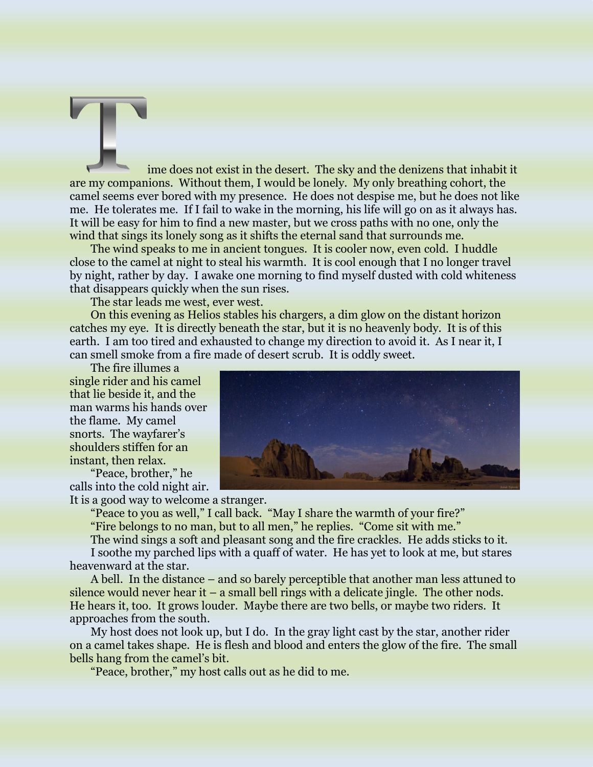Time does not exist in the desert. The sky and the denizens that inhabit it are my companions. Without them, I would be lonely. My only breathing cohort, the camel seems ever bored with my presence. He does not despise me, but he does not like me. He tolerates me. If I fail to wake in the morning, his life will go on as it always has. It will be easy for him to find a new master, but we cross paths with no one, only the wind that sings its lonely song as it shifts the eternal sand that surrounds me.

The wind speaks to me in ancient tongues. It is cooler now, even cold. I huddle close to the camel at night to steal his warmth. It is cool enough that I no longer travel by night, rather by day. I awake one morning to find myself dusted with cold whiteness that disappears quickly when the sun rises.

The star leads me west, ever west.

On this evening as Helios stables his chargers, a dim glow on the distant horizon catches my eye. It is directly beneath the star, but it is no heavenly body. It is of this earth. I am too tired and exhausted to change my direction to avoid it. As I near it, I can smell smoke from a fire made of desert scrub. It is oddly sweet.

The fire illumes a single rider and his camel that lie beside it, and the man warms his hands over the flame. My camel snorts. The wayfarer's shoulders stiffen for an instant, then relax.

"Peace, brother," he calls into the cold night air. It is a good way to welcome a stranger.

"Peace to you as well," I call back. "May I share the warmth of your fire?"

"Fire belongs to no man, but to all men," he replies. "Come sit with me."

The wind sings a soft and pleasant song and the fire crackles. He adds sticks to it.

I soothe my parched lips with a quaff of water. He has yet to look at me, but stares heavenward at the star.

A bell. In the distance – and so barely perceptible that another man less attuned to silence would never hear it – a small bell rings with a delicate jingle. The other nods. He hears it, too. It grows louder. Maybe there are two bells, or maybe two riders. It approaches from the south.

My host does not look up, but I do. In the gray light cast by the star, another rider on a camel takes shape. He is flesh and blood and enters the glow of the fire. The small bells hang from the camel's bit.

"Peace, brother," my host calls out as he did to me.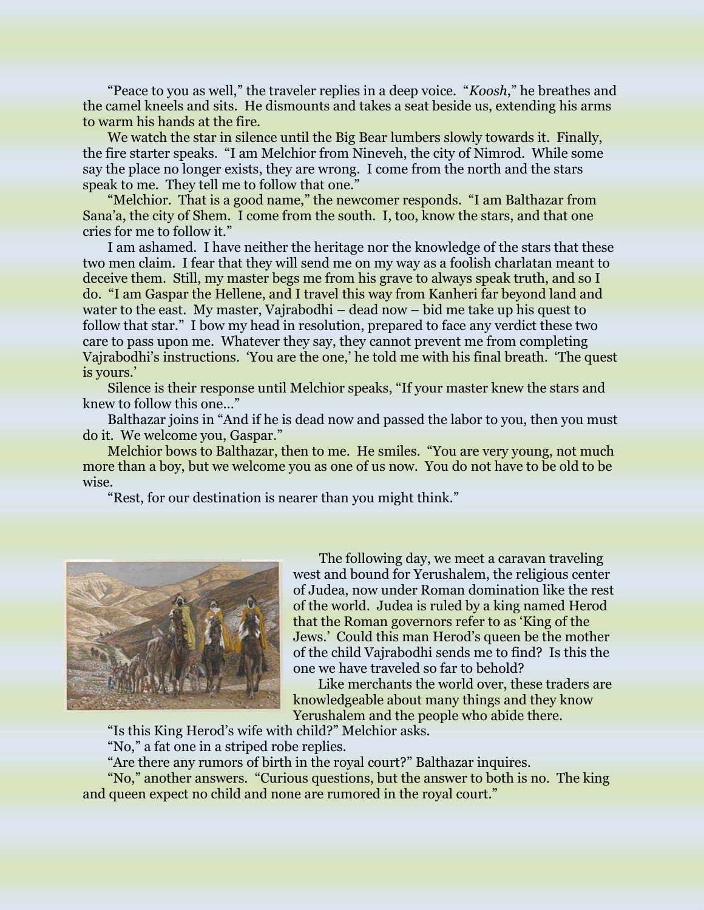"Peace to you as well," the traveler replies in a deep voice. "*Koosh*," he breathes and the camel kneels and sits. He dismounts and takes a seat beside us, extending his arms to warm his hands at the fire.

We watch the star in silence until the Big Bear lumbers slowly towards it. Finally, the fire starter speaks. "I am Melchior from Nineveh, the city of Nimrod. While some say the place no longer exists, they are wrong. I come from the north and the stars speak to me. They tell me to follow that one."

"Melchior. That is a good name," the newcomer responds. "I am Balthazar from Sana'a, the city of Shem. I come from the south. I, too, know the stars, and that one cries for me to follow it."

I am ashamed. I have neither the heritage nor the knowledge of the stars that these two men claim. I fear that they will send me on my way as a foolish charlatan meant to deceive them. Still, my master begs me from his grave to always speak truth, and so I do. "I am Gaspar the Hellene, and I travel this way from Kanheri far beyond land and water to the east. My master, Vajrabodhi – dead now – bid me take up his quest to follow that star." I bow my head in resolution, prepared to face any verdict these two care to pass upon me. Whatever they say, they cannot prevent me from completing Vajrabodhi's instructions. 'You are the one,' he told me with his final breath. 'The quest is yours.'

Silence is their response until Melchior speaks, "If your master knew the stars and knew to follow this one…"

Balthazar joins in "And if he is dead now and passed the labor to you, then you must do it. We welcome you, Gaspar."

Melchior bows to Balthazar, then to me. He smiles. "You are very young, not much more than a boy, but we welcome you as one of us now. You do not have to be old to be wise.

"Rest, for our destination is nearer than you might think."

The following day, we meet a caravan traveling west and bound for Yerushalem, the religious center of Judea, now under Roman domination like the rest of the world. Judea is ruled by a king named Herod that the Roman governors refer to as 'King of the Jews.' Could this man Herod's queen be the mother of the child Vajrabodhi sends me to find? Is this the one we have traveled so far to behold?

Like merchants the world over, these traders are knowledgeable about many things and they know Yerushalem and the people who abide there.

"Is this King Herod's wife with child?" Melchior asks.

"No," a fat one in a striped robe replies.

"Are there any rumors of birth in the royal court?" Balthazar inquires.

"No," another answers. "Curious questions, but the answer to both is no. The king and queen expect no child and none are rumored in the royal court."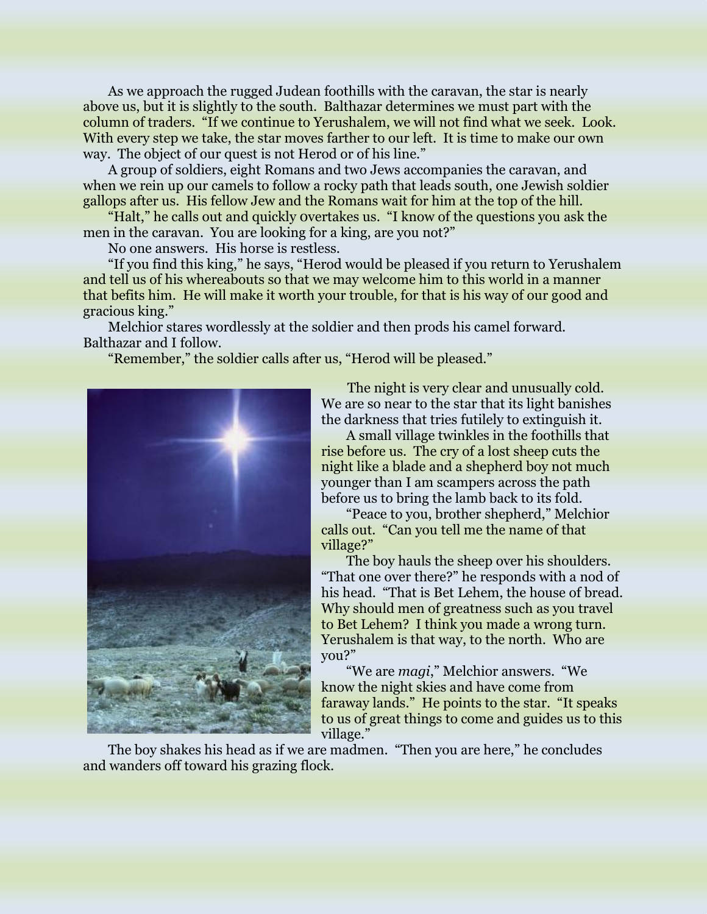As we approach the rugged Judean foothills with the caravan, the star is nearly above us, but it is slightly to the south. Balthazar determines we must part with the column of traders. "If we continue to Yerushalem, we will not find what we seek. Look. With every step we take, the star moves farther to our left. It is time to make our own way. The object of our quest is not Herod or of his line."

A group of soldiers, eight Romans and two Jews accompanies the caravan, and when we rein up our camels to follow a rocky path that leads south, one Jewish soldier gallops after us. His fellow Jew and the Romans wait for him at the top of the hill.

"Halt," he calls out and quickly overtakes us. "I know of the questions you ask the men in the caravan. You are looking for a king, are you not?"

No one answers. His horse is restless.

"If you find this king," he says, "Herod would be pleased if you return to Yerushalem and tell us of his whereabouts so that we may welcome him to this world in a manner that befits him. He will make it worth your trouble, for that is his way of our good and gracious king."

Melchior stares wordlessly at the soldier and then prods his camel forward. Balthazar and I follow.

"Remember," the soldier calls after us, "Herod will be pleased."

The night is very clear and unusually cold. We are so near to the star that its light banishes the darkness that tries futilely to extinguish it.

A small village twinkles in the foothills that rise before us. The cry of a lost sheep cuts the night like a blade and a shepherd boy not much younger than I am scampers across the path before us to bring the lamb back to its fold.

"Peace to you, brother shepherd," Melchior calls out. "Can you tell me the name of that village?"

The boy hauls the sheep over his shoulders. "That one over there?" he responds with a nod of his head. "That is Bet Lehem, the house of bread. Why should men of greatness such as you travel to Bet Lehem? I think you made a wrong turn. Yerushalem is that way, to the north. Who are you?"

"We are *magi*," Melchior answers. "We know the night skies and have come from faraway lands." He points to the star. "It speaks to us of great things to come and guides us to this village."

The boy shakes his head as if we are madmen. "Then you are here," he concludes and wanders off toward his grazing flock.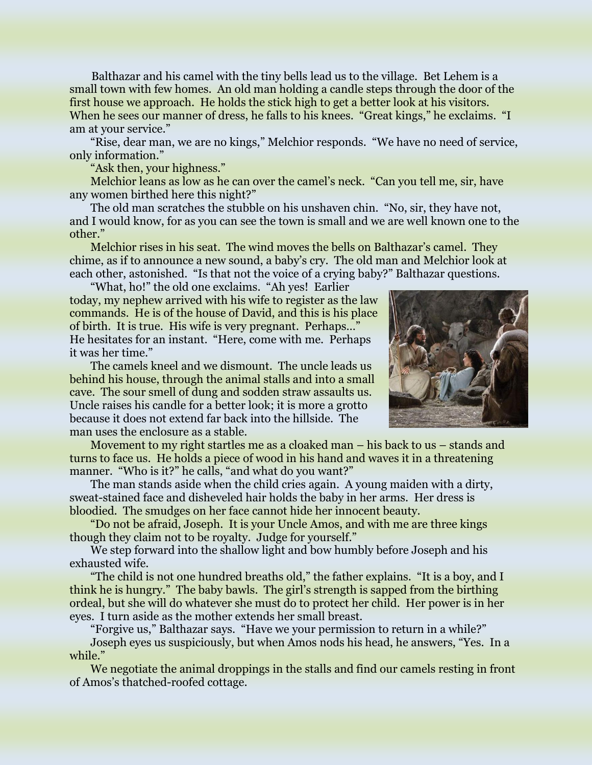Balthazar and his camel with the tiny bells lead us to the village. Bet Lehem is a small town with few homes. An old man holding a candle steps through the door of the first house we approach. He holds the stick high to get a better look at his visitors. When he sees our manner of dress, he falls to his knees. "Great kings," he exclaims. "I am at your service."

"Rise, dear man, we are no kings," Melchior responds. "We have no need of service, only information."

"Ask then, your highness."

Melchior leans as low as he can over the camel's neck. "Can you tell me, sir, have any women birthed here this night?"

The old man scratches the stubble on his unshaven chin. "No, sir, they have not, and I would know, for as you can see the town is small and we are well known one to the other."

Melchior rises in his seat. The wind moves the bells on Balthazar's camel. They chime, as if to announce a new sound, a baby's cry. The old man and Melchior look at each other, astonished. "Is that not the voice of a crying baby?" Balthazar questions.

"What, ho!" the old one exclaims. "Ah yes! Earlier today, my nephew arrived with his wife to register as the law commands. He is of the house of David, and this is his place of birth. It is true. His wife is very pregnant. Perhaps…" He hesitates for an instant. "Here, come with me. Perhaps it was her time."

The camels kneel and we dismount. The uncle leads us behind his house, through the animal stalls and into a small cave. The sour smell of dung and sodden straw assaults us. Uncle raises his candle for a better look; it is more a grotto because it does not extend far back into the hillside. The man uses the enclosure as a stable.

Movement to my right startles me as a cloaked man – his back to us – stands and turns to face us. He holds a piece of wood in his hand and waves it in a threatening manner. "Who is it?" he calls, "and what do you want?"

The man stands aside when the child cries again. A young maiden with a dirty, sweat-stained face and disheveled hair holds the baby in her arms. Her dress is bloodied. The smudges on her face cannot hide her innocent beauty.

"Do not be afraid, Joseph. It is your Uncle Amos, and with me are three kings though they claim not to be royalty. Judge for yourself."

We step forward into the shallow light and bow humbly before Joseph and his exhausted wife.

"The child is not one hundred breaths old," the father explains. "It is a boy, and I think he is hungry." The baby bawls. The girl's strength is sapped from the birthing ordeal, but she will do whatever she must do to protect her child. Her power is in her eyes. I turn aside as the mother extends her small breast.

"Forgive us," Balthazar says. "Have we your permission to return in a while?"

Joseph eyes us suspiciously, but when Amos nods his head, he answers, "Yes. In a while."

We negotiate the animal droppings in the stalls and find our camels resting in front of Amos's thatched-roofed cottage.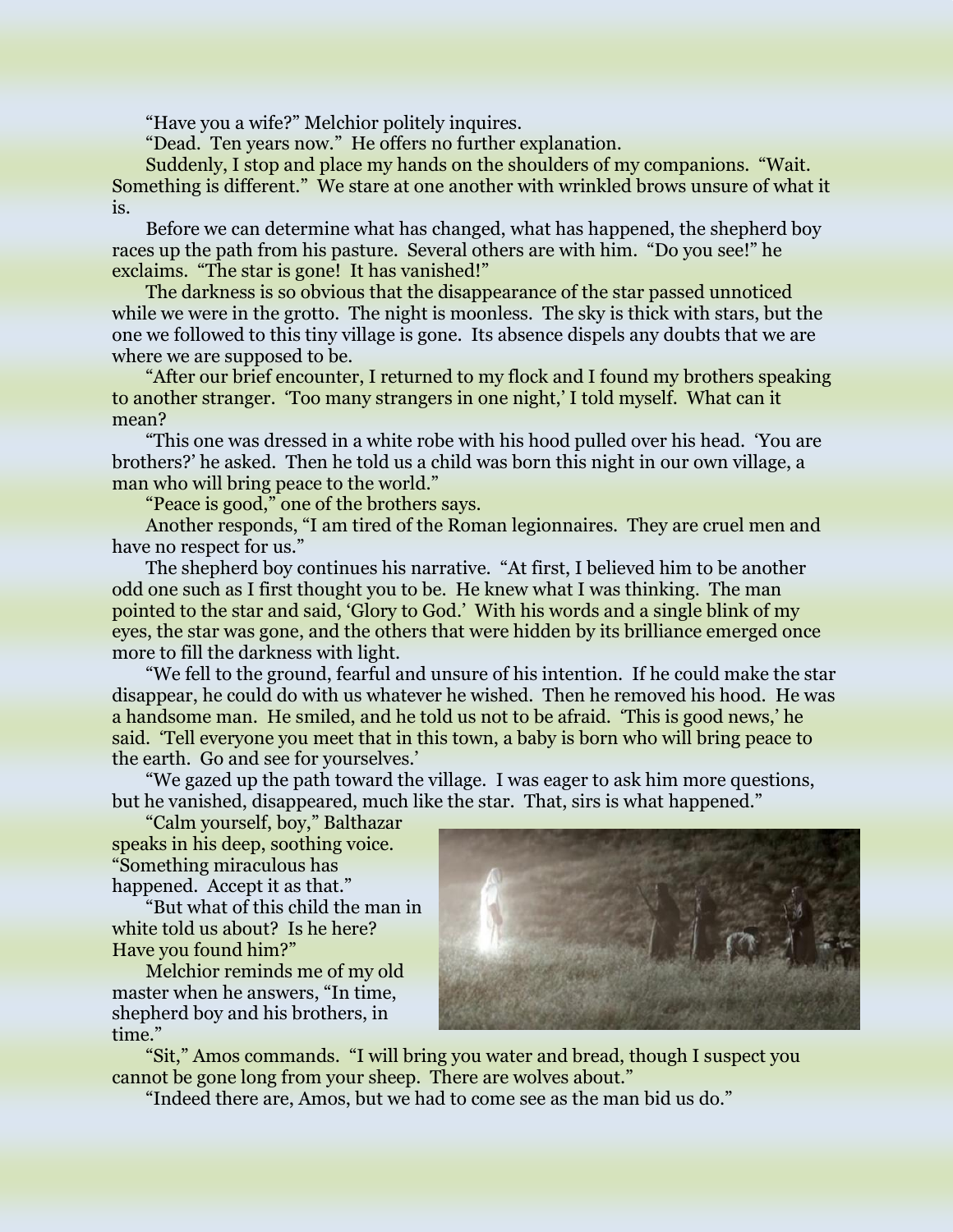"Have you a wife?" Melchior politely inquires.

"Dead. Ten years now." He offers no further explanation.

Suddenly, I stop and place my hands on the shoulders of my companions. "Wait. Something is different." We stare at one another with wrinkled brows unsure of what it is.

Before we can determine what has changed, what has happened, the shepherd boy races up the path from his pasture. Several others are with him. "Do you see!" he exclaims. "The star is gone! It has vanished!"

The darkness is so obvious that the disappearance of the star passed unnoticed while we were in the grotto. The night is moonless. The sky is thick with stars, but the one we followed to this tiny village is gone. Its absence dispels any doubts that we are where we are supposed to be.

"After our brief encounter, I returned to my flock and I found my brothers speaking to another stranger. 'Too many strangers in one night,' I told myself. What can it mean?

"This one was dressed in a white robe with his hood pulled over his head. 'You are brothers?' he asked. Then he told us a child was born this night in our own village, a man who will bring peace to the world."

"Peace is good," one of the brothers says.

Another responds, "I am tired of the Roman legionnaires. They are cruel men and have no respect for us."

The shepherd boy continues his narrative. "At first, I believed him to be another odd one such as I first thought you to be. He knew what I was thinking. The man pointed to the star and said, 'Glory to God.' With his words and a single blink of my eyes, the star was gone, and the others that were hidden by its brilliance emerged once more to fill the darkness with light.

"We fell to the ground, fearful and unsure of his intention. If he could make the star disappear, he could do with us whatever he wished. Then he removed his hood. He was a handsome man. He smiled, and he told us not to be afraid. 'This is good news,' he said. 'Tell everyone you meet that in this town, a baby is born who will bring peace to the earth. Go and see for yourselves.'

"We gazed up the path toward the village. I was eager to ask him more questions, but he vanished, disappeared, much like the star. That, sirs is what happened."

"Calm yourself, boy," Balthazar speaks in his deep, soothing voice. "Something miraculous has happened. Accept it as that."

"But what of this child the man in white told us about? Is he here? Have you found him?"

Melchior reminds me of my old master when he answers, "In time, shepherd boy and his brothers, in time."

"Sit," Amos commands. "I will bring you water and bread, though I suspect you cannot be gone long from your sheep. There are wolves about."

"Indeed there are, Amos, but we had to come see as the man bid us do."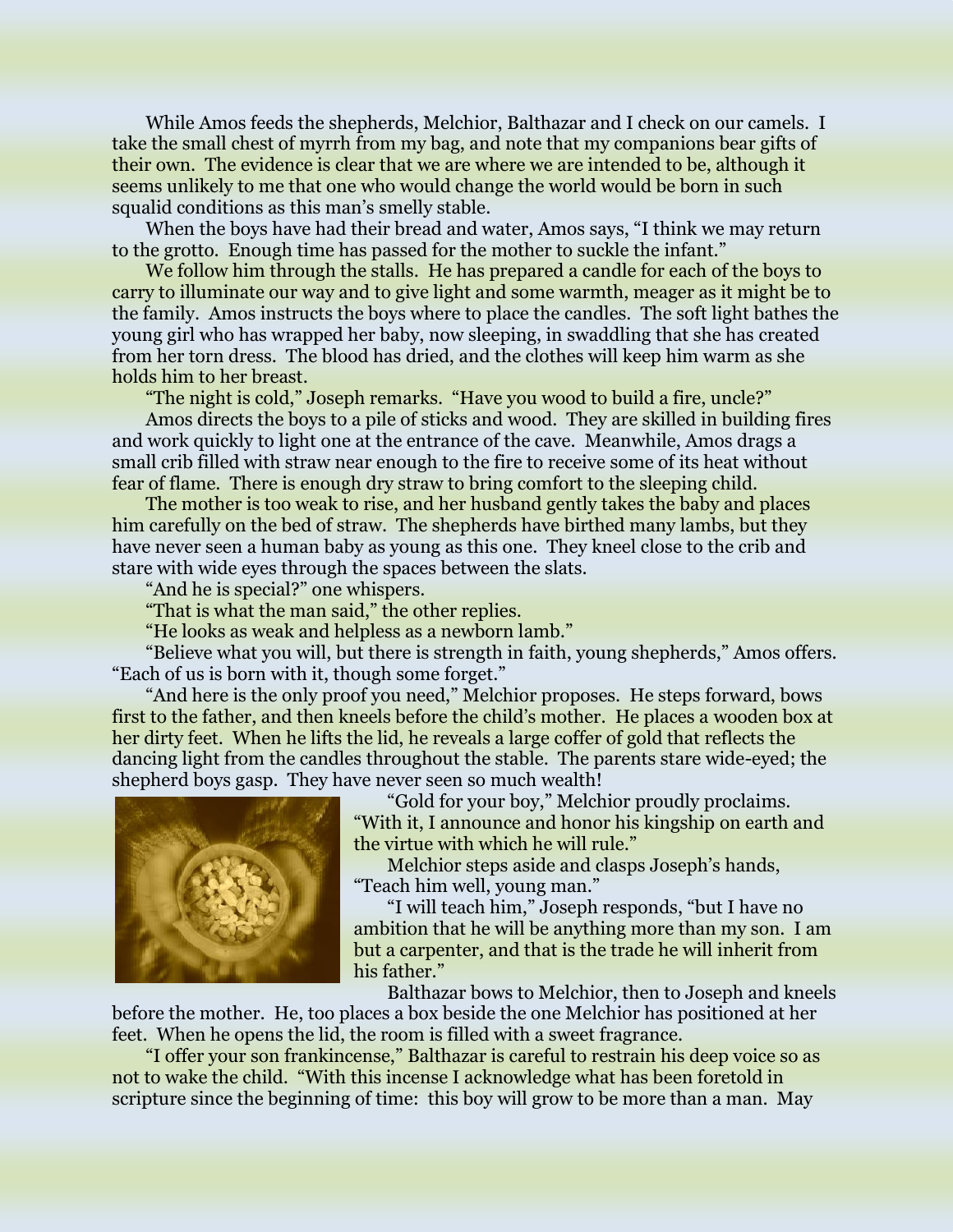While Amos feeds the shepherds, Melchior, Balthazar and I check on our camels. I take the small chest of myrrh from my bag, and note that my companions bear gifts of their own. The evidence is clear that we are where we are intended to be, although it seems unlikely to me that one who would change the world would be born in such squalid conditions as this man's smelly stable.

When the boys have had their bread and water, Amos says, "I think we may return to the grotto. Enough time has passed for the mother to suckle the infant."

We follow him through the stalls. He has prepared a candle for each of the boys to carry to illuminate our way and to give light and some warmth, meager as it might be to the family. Amos instructs the boys where to place the candles. The soft light bathes the young girl who has wrapped her baby, now sleeping, in swaddling that she has created from her torn dress. The blood has dried, and the clothes will keep him warm as she holds him to her breast.

"The night is cold," Joseph remarks. "Have you wood to build a fire, uncle?"

Amos directs the boys to a pile of sticks and wood. They are skilled in building fires and work quickly to light one at the entrance of the cave. Meanwhile, Amos drags a small crib filled with straw near enough to the fire to receive some of its heat without fear of flame. There is enough dry straw to bring comfort to the sleeping child.

The mother is too weak to rise, and her husband gently takes the baby and places him carefully on the bed of straw. The shepherds have birthed many lambs, but they have never seen a human baby as young as this one. They kneel close to the crib and stare with wide eyes through the spaces between the slats.

"And he is special?" one whispers.

"That is what the man said," the other replies.

"He looks as weak and helpless as a newborn lamb."

"Believe what you will, but there is strength in faith, young shepherds," Amos offers. "Each of us is born with it, though some forget."

"And here is the only proof you need," Melchior proposes. He steps forward, bows first to the father, and then kneels before the child's mother. He places a wooden box at her dirty feet. When he lifts the lid, he reveals a large coffer of gold that reflects the dancing light from the candles throughout the stable. The parents stare wide-eyed; the shepherd boys gasp. They have never seen so much wealth!

"Gold for your boy," Melchior proudly proclaims. "With it, I announce and honor his kingship on earth and the virtue with which he will rule."

Melchior steps aside and clasps Joseph's hands, "Teach him well, young man."

"I will teach him," Joseph responds, "but I have no ambition that he will be anything more than my son. I am but a carpenter, and that is the trade he will inherit from his father."

Balthazar bows to Melchior, then to Joseph and kneels before the mother. He, too places a box beside the one Melchior has positioned at her feet. When he opens the lid, the room is filled with a sweet fragrance.

"I offer your son frankincense," Balthazar is careful to restrain his deep voice so as not to wake the child. "With this incense I acknowledge what has been foretold in scripture since the beginning of time: this boy will grow to be more than a man. May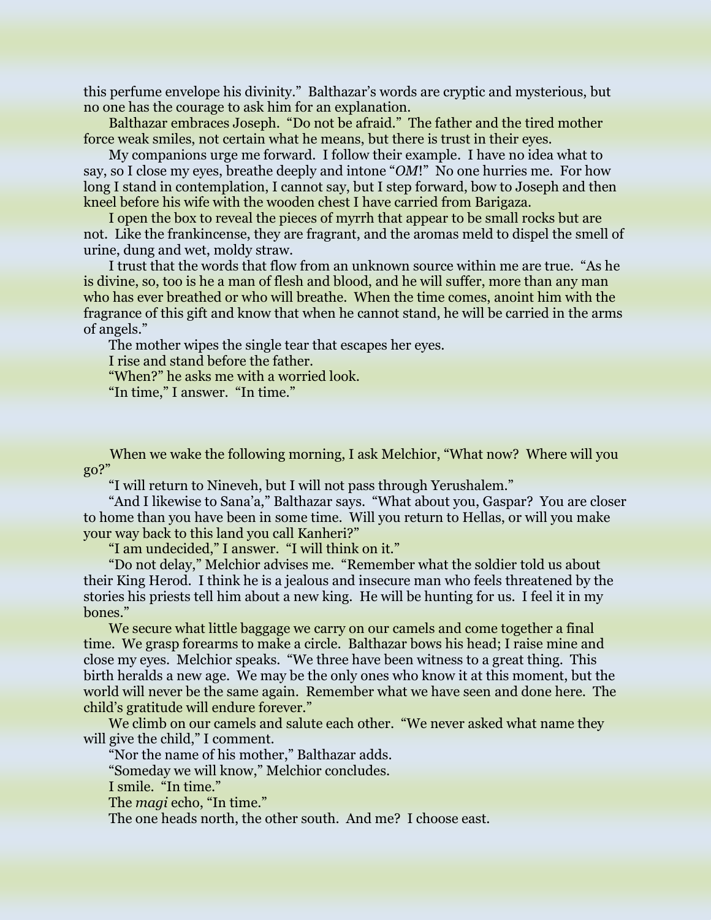this perfume envelope his divinity." Balthazar's words are cryptic and mysterious, but no one has the courage to ask him for an explanation.

Balthazar embraces Joseph. "Do not be afraid." The father and the tired mother force weak smiles, not certain what he means, but there is trust in their eyes.

My companions urge me forward. I follow their example. I have no idea what to say, so I close my eyes, breathe deeply and intone "*OM*!" No one hurries me. For how long I stand in contemplation, I cannot say, but I step forward, bow to Joseph and then kneel before his wife with the wooden chest I have carried from Barigaza.

I open the box to reveal the pieces of myrrh that appear to be small rocks but are not. Like the frankincense, they are fragrant, and the aromas meld to dispel the smell of urine, dung and wet, moldy straw.

I trust that the words that flow from an unknown source within me are true. "As he is divine, so, too is he a man of flesh and blood, and he will suffer, more than any man who has ever breathed or who will breathe. When the time comes, anoint him with the fragrance of this gift and know that when he cannot stand, he will be carried in the arms of angels."

The mother wipes the single tear that escapes her eyes.

I rise and stand before the father.

"When?" he asks me with a worried look.

"In time," I answer. "In time."

When we wake the following morning, I ask Melchior, "What now? Where will you go?"

"I will return to Nineveh, but I will not pass through Yerushalem."

"And I likewise to Sana'a," Balthazar says. "What about you, Gaspar? You are closer to home than you have been in some time. Will you return to Hellas, or will you make your way back to this land you call Kanheri?"

"I am undecided," I answer. "I will think on it."

"Do not delay," Melchior advises me. "Remember what the soldier told us about their King Herod. I think he is a jealous and insecure man who feels threatened by the stories his priests tell him about a new king. He will be hunting for us. I feel it in my bones."

We secure what little baggage we carry on our camels and come together a final time. We grasp forearms to make a circle. Balthazar bows his head; I raise mine and close my eyes. Melchior speaks. "We three have been witness to a great thing. This birth heralds a new age. We may be the only ones who know it at this moment, but the world will never be the same again. Remember what we have seen and done here. The child's gratitude will endure forever."

We climb on our camels and salute each other. "We never asked what name they will give the child," I comment.

"Nor the name of his mother," Balthazar adds.

"Someday we will know," Melchior concludes.

I smile. "In time."

The *magi* echo, "In time."

The one heads north, the other south. And me? I choose east.